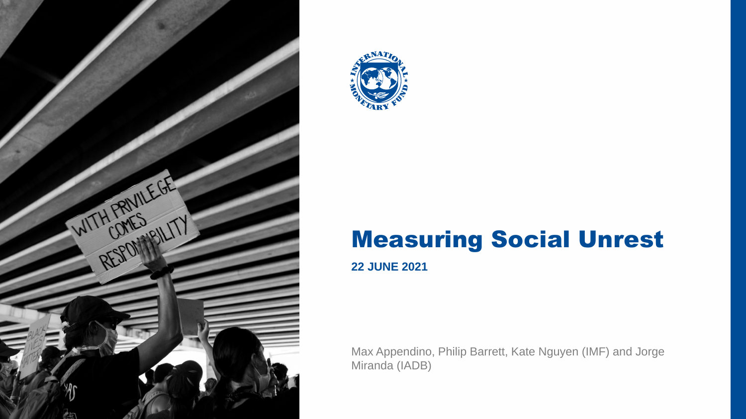# Measuring Social Unrest

**22 JUNE 2021**

Max Appendino, Philip Barrett, Kate Nguyen (IMF) and Jorge Miranda (IADB)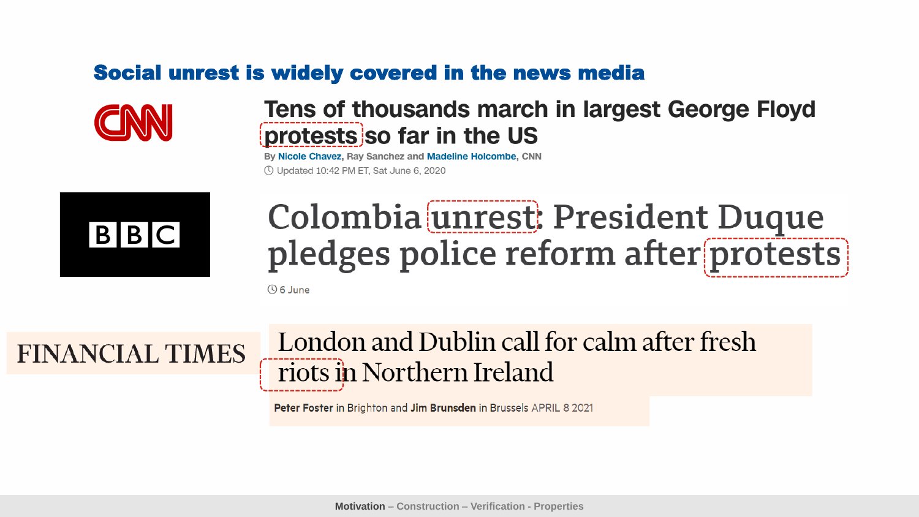## Social unrest is widely covered in the news media

**CNN**

**Tens of thousands march in largest George Floyd protests so far in the US**

By Nicole Chavez, Ray Sanchez and Madeline Holcombe, CNN

Updated 10:42 PM ET, Sat June 6, 2020

**BBC**

**Colombia unrest: President Duque pledges police reform after protests**

6 June

**FINANCIAL TIMES**

**London and Dublin call for calm after fresh riots in Northern Ireland**

Peter Foster in Brighton and Jim Brunsden in Brussels APRIL 8 2021

Motivation – Construction – Verification - Properties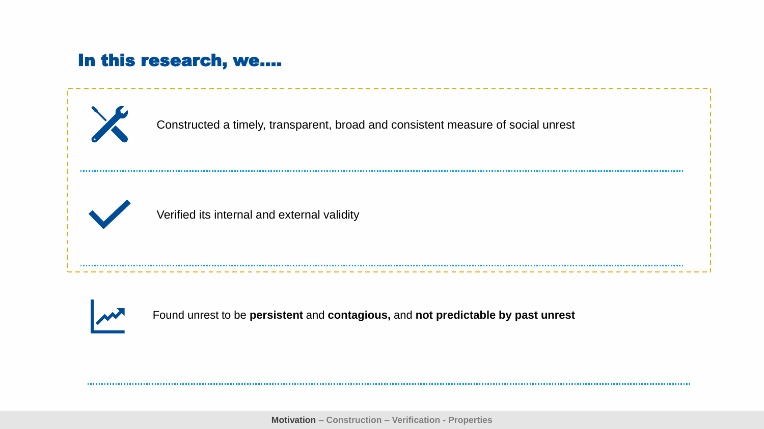## In this research, we....

- Constructed a timely, transparent, broad and consistent measure of social unrest
- Verified its internal and external validity
- Found unrest to be **persistent** and **contagious,** and **not predictable by past unrest**

**Motivation** – Construction – Verification - Properties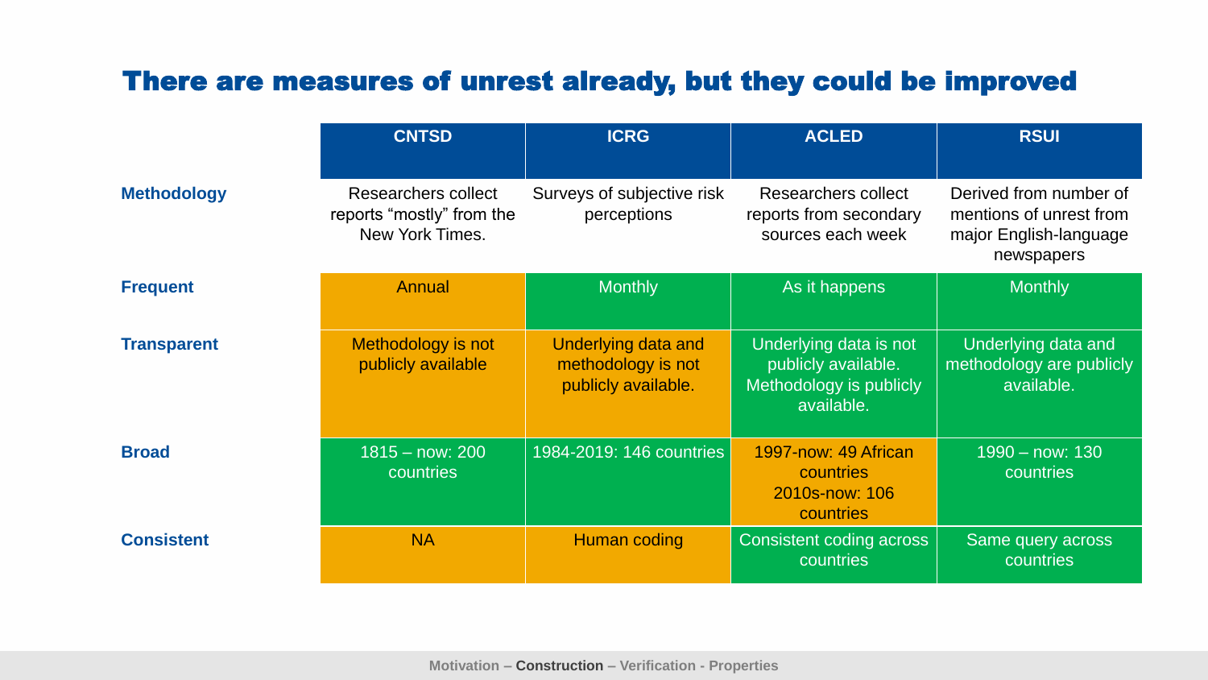## There are measures of unrest already, but they could be improved

| | CNTSD | ICRG | ACLED | RSUI |
|---|---|---|---|---|
| **Methodology** | Researchers collect reports "mostly" from the New York Times. | Surveys of subjective risk perceptions | Researchers collect reports from secondary sources each week | Derived from number of mentions of unrest from major English-language newspapers |
| **Frequent** | Annual | Monthly | As it happens | Monthly |
| **Transparent** | Methodology is not publicly available | Underlying data and methodology is not publicly available. | Underlying data is not publicly available. Methodology is publicly available. | Underlying data and methodology are publicly available. |
| **Broad** | 1815 – now: 200 countries | 1984-2019: 146 countries | 1997-now: 49 African countries 2010s-now: 106 countries | 1990 – now: 130 countries |
| **Consistent** | NA | Human coding | Consistent coding across countries | Same query across countries |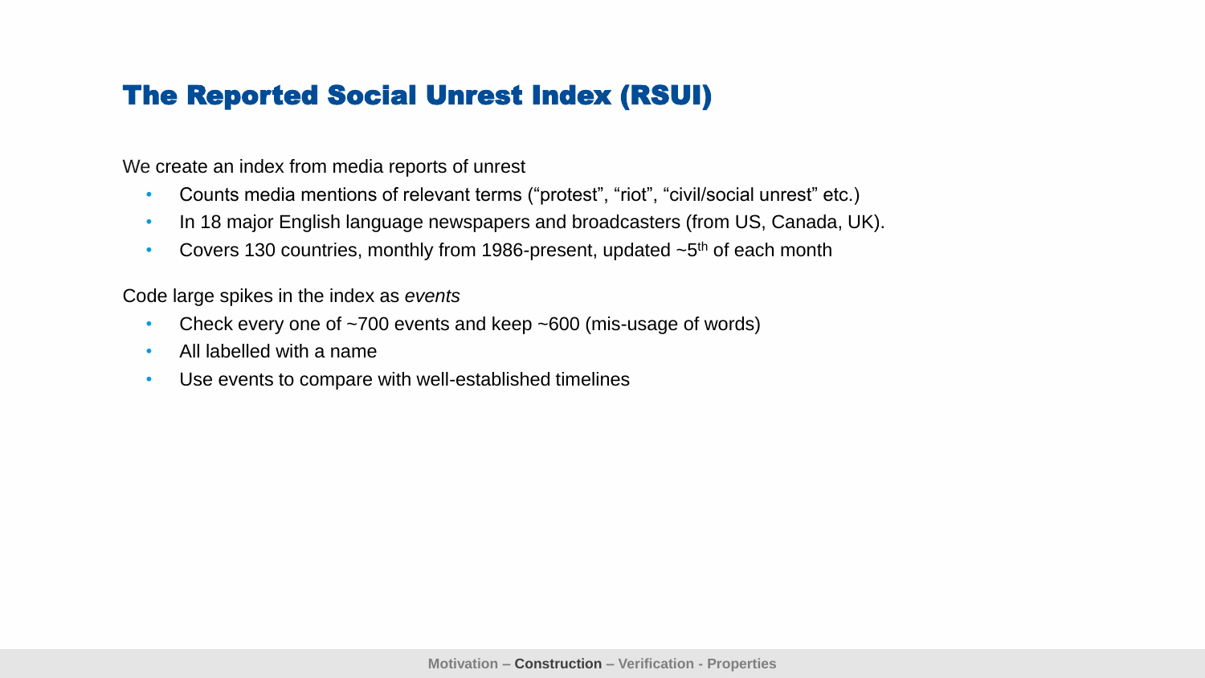## The Reported Social Unrest Index (RSUI)

We create an index from media reports of unrest

- Counts media mentions of relevant terms (“protest”, “riot”, “civil/social unrest” etc.)
- In 18 major English language newspapers and broadcasters (from US, Canada, UK).
- Covers 130 countries, monthly from 1986-present, updated ~5th of each month

Code large spikes in the index as *events*

- Check every one of ~700 events and keep ~600 (mis-usage of words)
- All labelled with a name
- Use events to compare with well-established timelines

Motivation – **Construction** – Verification - Properties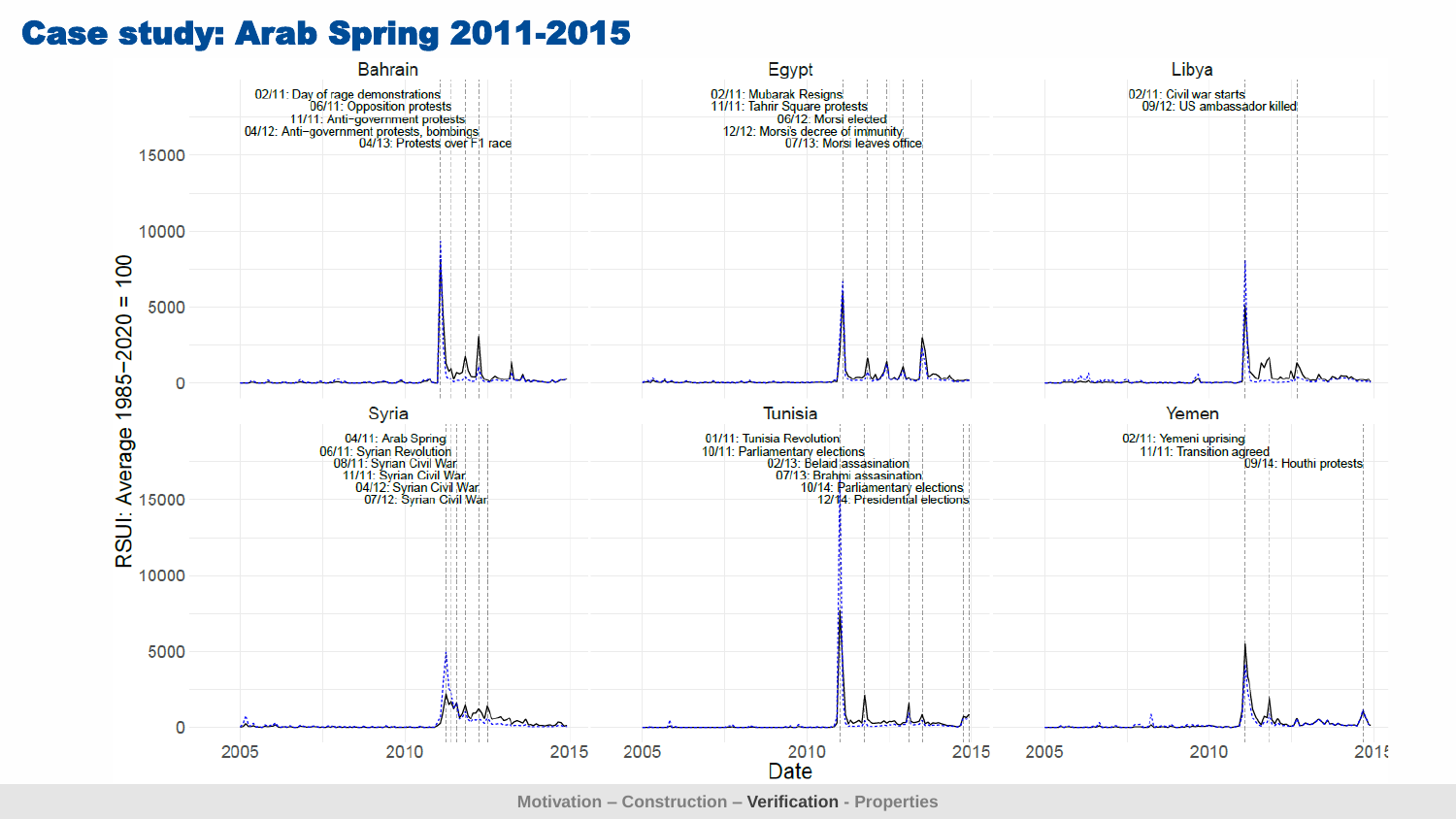# Case study: Arab Spring 2011-2015

## Bahrain

02/11: Day of rage demonstrations
06/11: Opposition protests
11/11: Anti−government protests
04/12: Anti−government protests, bombings
04/13: Protests over F1 race

## Egypt

02/11: Mubarak Resigns
11/11: Tahrir Square protests
06/12: Morsi elected
12/12: Morsi's decree of immunity
07/13: Morsi leaves office

## Libya

02/11: Civil war starts
09/12: US ambassador killed

## Syria

04/11: Arab Spring
06/11: Syrian Revolution
08/11: Syrian Civil War
11/11: Syrian Civil War
04/12: Syrian Civil War
07/12: Syrian Civil War

## Tunisia

01/11: Tunisia Revolution
10/11: Parliamentary elections
02/13: Belaid assasination
07/13: Brahmi assasination
10/14: Parliamentary elections
12/14: Presidential elections

## Yemen

02/11: Yemeni uprising
11/11: Transition agreed
09/14: Houthi protests

Y-axis: RSUI: Average 1985−2020 = 100 (0, 5000, 10000, 15000)

X-axis: Date (2005, 2010, 2015)

Motivation – Construction – **Verification** - Properties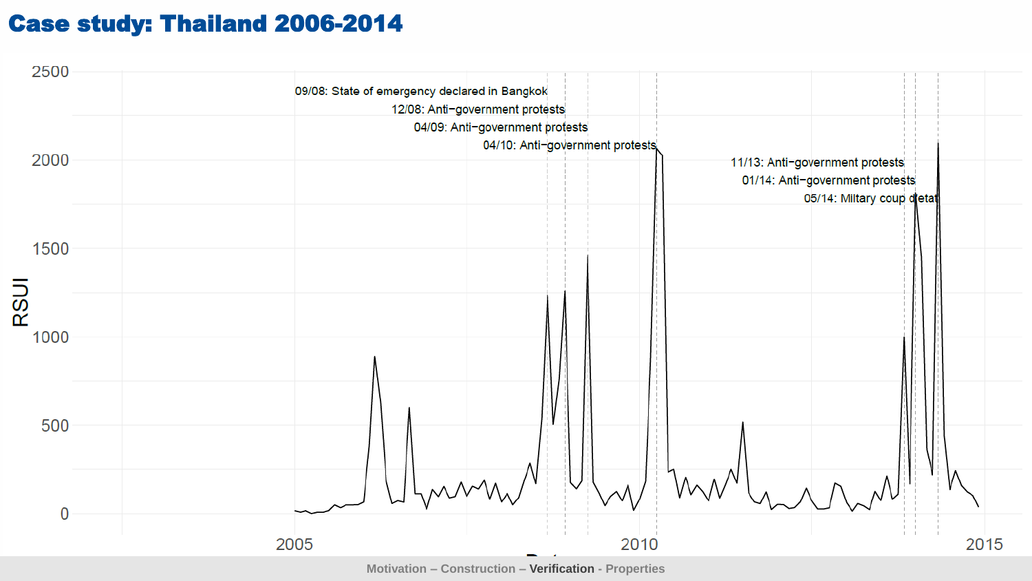# Case study: Thailand 2006-2014

RSUI

2500

2000

1500

1000

500

0

2005

2010

2015

09/08: State of emergency declared in Bangkok

12/08: Anti−government protests

04/09: Anti−government protests

04/10: Anti−government protests

11/13: Anti−government protests

01/14: Anti−government protests

05/14: Military coup d'etat

Motivation – Construction – **Verification** - Properties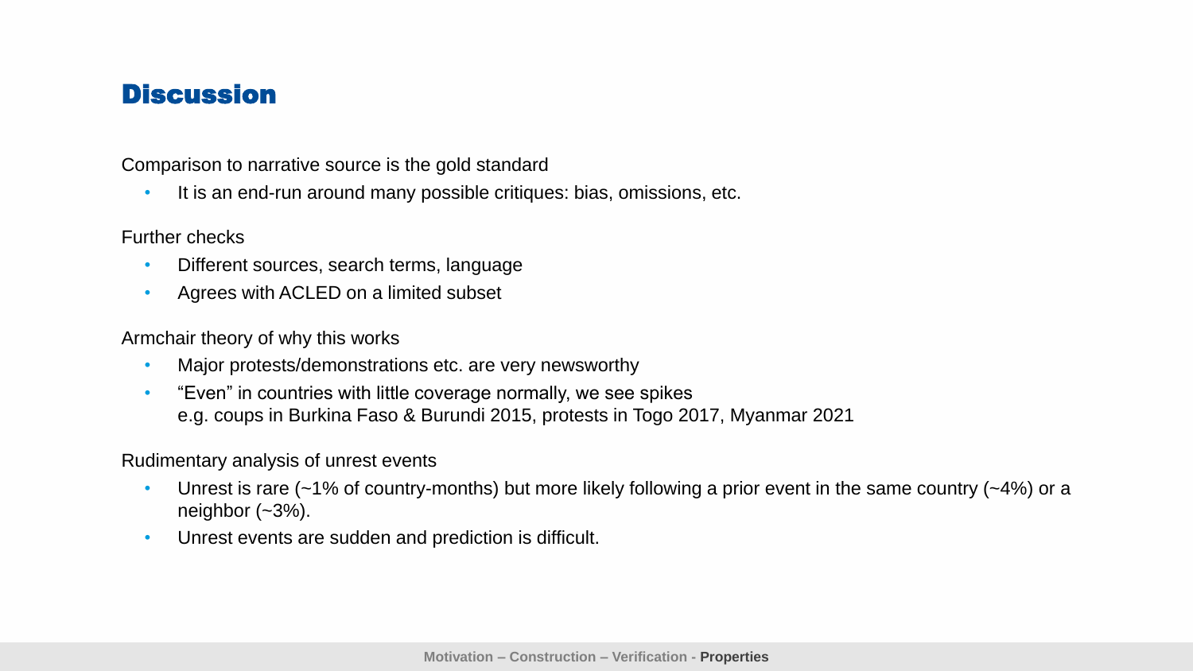## Discussion

Comparison to narrative source is the gold standard

- It is an end-run around many possible critiques: bias, omissions, etc.

Further checks

- Different sources, search terms, language
- Agrees with ACLED on a limited subset

Armchair theory of why this works

- Major protests/demonstrations etc. are very newsworthy
- "Even" in countries with little coverage normally, we see spikes
  e.g. coups in Burkina Faso & Burundi 2015, protests in Togo 2017, Myanmar 2021

Rudimentary analysis of unrest events

- Unrest is rare (~1% of country-months) but more likely following a prior event in the same country (~4%) or a neighbor (~3%).
- Unrest events are sudden and prediction is difficult.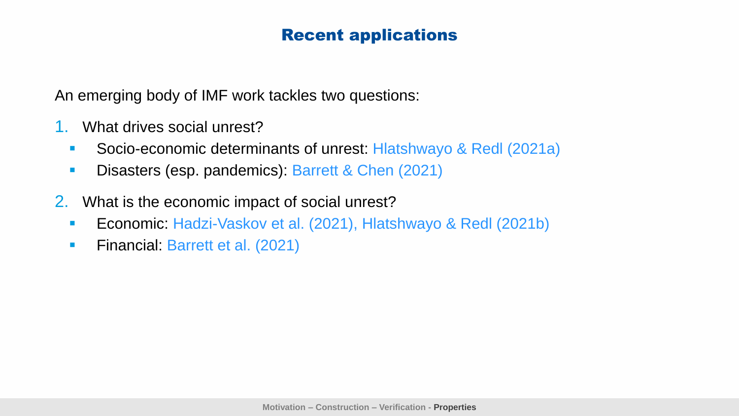## Recent applications

An emerging body of IMF work tackles two questions:

1. What drives social unrest?
   - Socio-economic determinants of unrest: Hlatshwayo & Redl (2021a)
   - Disasters (esp. pandemics): Barrett & Chen (2021)
2. What is the economic impact of social unrest?
   - Economic: Hadzi-Vaskov et al. (2021), Hlatshwayo & Redl (2021b)
   - Financial: Barrett et al. (2021)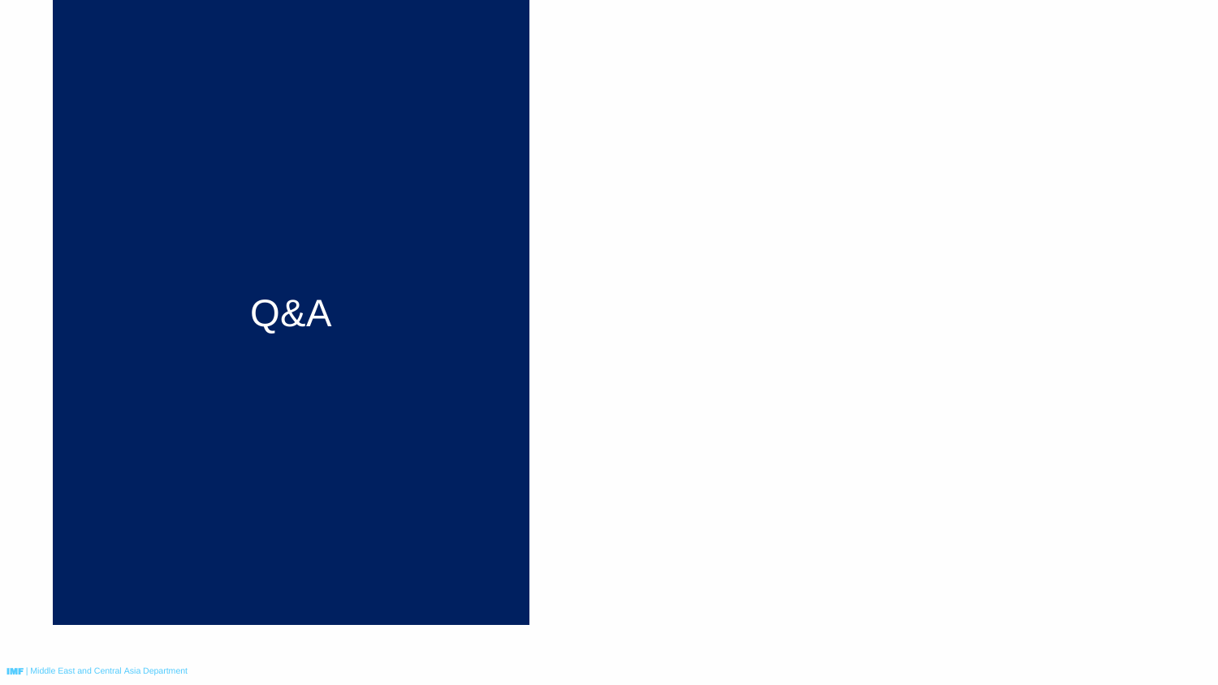# Q&A